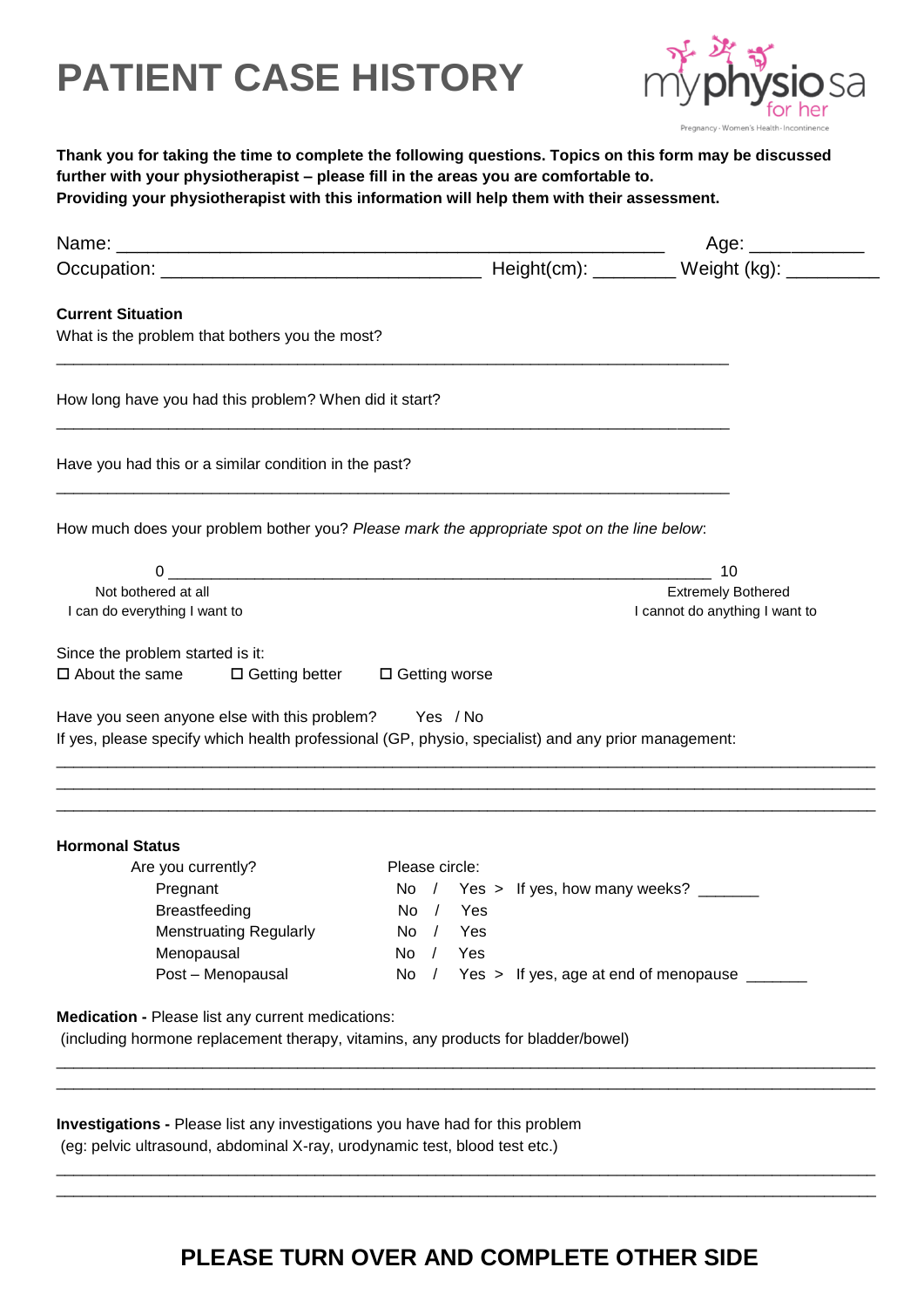# PATIENT CASE HISTORY

myphysiosa for her
Pregnancy · Women's Health · Incontinence

**Thank you for taking the time to complete the following questions. Topics on this form may be discussed further with your physiotherapist – please fill in the areas you are comfortable to.**
**Providing your physiotherapist with this information will help them with their assessment.**

Name: ______________________________________________________ Age: ___________
Occupation: _______________________________ Height(cm): ________ Weight (kg): _________

**Current Situation**

What is the problem that bothers you the most?

___________________________________________________________________________

How long have you had this problem? When did it start?

___________________________________________________________________________

Have you had this or a similar condition in the past?

___________________________________________________________________________

How much does your problem bother you? *Please mark the appropriate spot on the line below*:

0 _____________________________________________________________ 10

Not bothered at all — I can do everything I want to | Extremely Bothered — I cannot do anything I want to

Since the problem started is it:

☐ About the same ☐ Getting better ☐ Getting worse

Have you seen anyone else with this problem? Yes / No

If yes, please specify which health professional (GP, physio, specialist) and any prior management:

___________________________________________________________________________
___________________________________________________________________________
___________________________________________________________________________

**Hormonal Status**

| Are you currently? | Please circle: |
|---|---|
| Pregnant | No / Yes > If yes, how many weeks? _______ |
| Breastfeeding | No / Yes |
| Menstruating Regularly | No / Yes |
| Menopausal | No / Yes |
| Post – Menopausal | No / Yes > If yes, age at end of menopause _______ |

**Medication -** Please list any current medications:
(including hormone replacement therapy, vitamins, any products for bladder/bowel)

___________________________________________________________________________
___________________________________________________________________________

**Investigations -** Please list any investigations you have had for this problem
(eg: pelvic ultrasound, abdominal X-ray, urodynamic test, blood test etc.)

___________________________________________________________________________
___________________________________________________________________________

**PLEASE TURN OVER AND COMPLETE OTHER SIDE**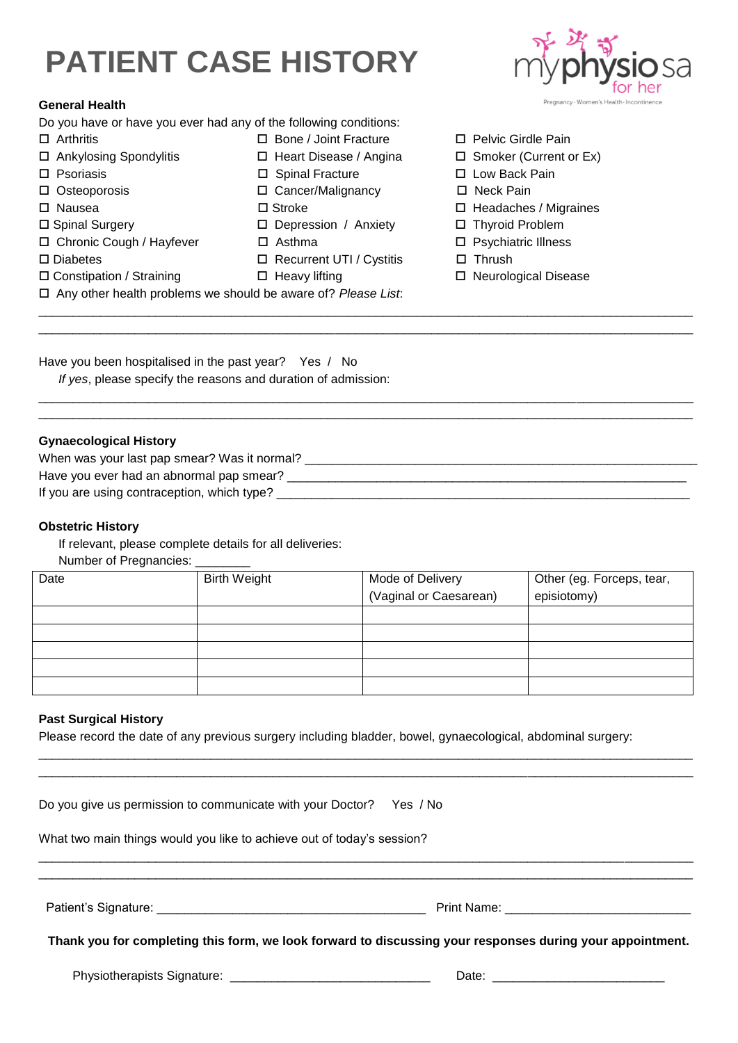# PATIENT CASE HISTORY

myphysiosa for her
Pregnancy · Women's Health · Incontinence

**General Health**

Do you have or have you ever had any of the following conditions:

- ☐ Arthritis
- ☐ Ankylosing Spondylitis
- ☐ Psoriasis
- ☐ Osteoporosis
- ☐ Nausea
- ☐ Spinal Surgery
- ☐ Chronic Cough / Hayfever
- ☐ Diabetes
- ☐ Constipation / Straining
- ☐ Bone / Joint Fracture
- ☐ Heart Disease / Angina
- ☐ Spinal Fracture
- ☐ Cancer/Malignancy
- ☐ Stroke
- ☐ Depression / Anxiety
- ☐ Asthma
- ☐ Recurrent UTI / Cystitis
- ☐ Heavy lifting
- ☐ Pelvic Girdle Pain
- ☐ Smoker (Current or Ex)
- ☐ Low Back Pain
- ☐ Neck Pain
- ☐ Headaches / Migraines
- ☐ Thyroid Problem
- ☐ Psychiatric Illness
- ☐ Thrush
- ☐ Neurological Disease
- ☐ Any other health problems we should be aware of? *Please List*:

_______________________________________________________________________________

_______________________________________________________________________________

Have you been hospitalised in the past year? Yes / No

*If yes*, please specify the reasons and duration of admission:

_______________________________________________________________________________

_______________________________________________________________________________

**Gynaecological History**

When was your last pap smear? Was it normal? ____________________________________

Have you ever had an abnormal pap smear? ______________________________________

If you are using contraception, which type? ______________________________________

**Obstetric History**

If relevant, please complete details for all deliveries:

Number of Pregnancies: ________

| Date | Birth Weight | Mode of Delivery (Vaginal or Caesarean) | Other (eg. Forceps, tear, episiotomy) |
|---|---|---|---|
| | | | |
| | | | |
| | | | |
| | | | |
| | | | |

**Past Surgical History**

Please record the date of any previous surgery including bladder, bowel, gynaecological, abdominal surgery:

_______________________________________________________________________________

_______________________________________________________________________________

Do you give us permission to communicate with your Doctor? Yes / No

What two main things would you like to achieve out of today's session?

_______________________________________________________________________________

_______________________________________________________________________________

Patient's Signature: ______________________________ Print Name: ______________________

**Thank you for completing this form, we look forward to discussing your responses during your appointment.**

Physiotherapists Signature: ________________________ Date: ____________________